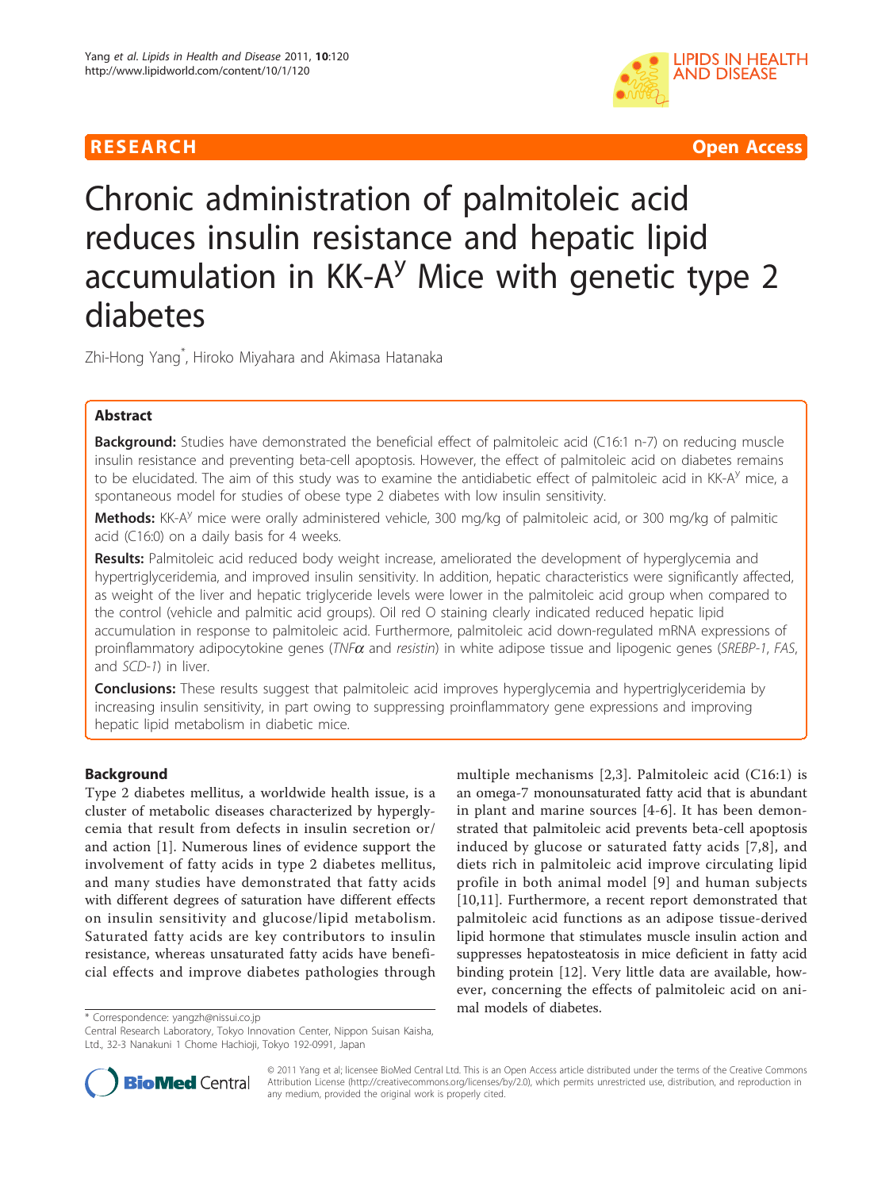RESEARCH Open Access

# Chronic administration of palmitoleic acid reduces insulin resistance and hepatic lipid accumulation in KK-$A^y$ Mice with genetic type 2 diabetes

Zhi-Hong Yang*, Hiroko Miyahara and Akimasa Hatanaka

## Abstract

**Background:** Studies have demonstrated the beneficial effect of palmitoleic acid (C16:1 n-7) on reducing muscle insulin resistance and preventing beta-cell apoptosis. However, the effect of palmitoleic acid on diabetes remains to be elucidated. The aim of this study was to examine the antidiabetic effect of palmitoleic acid in KK-$A^y$ mice, a spontaneous model for studies of obese type 2 diabetes with low insulin sensitivity.

**Methods:** KK-$A^y$ mice were orally administered vehicle, 300 mg/kg of palmitoleic acid, or 300 mg/kg of palmitic acid (C16:0) on a daily basis for 4 weeks.

**Results:** Palmitoleic acid reduced body weight increase, ameliorated the development of hyperglycemia and hypertriglyceridemia, and improved insulin sensitivity. In addition, hepatic characteristics were significantly affected, as weight of the liver and hepatic triglyceride levels were lower in the palmitoleic acid group when compared to the control (vehicle and palmitic acid groups). Oil red O staining clearly indicated reduced hepatic lipid accumulation in response to palmitoleic acid. Furthermore, palmitoleic acid down-regulated mRNA expressions of proinflammatory adipocytokine genes (*TNFα* and *resistin*) in white adipose tissue and lipogenic genes (*SREBP-1*, *FAS*, and *SCD-1*) in liver.

**Conclusions:** These results suggest that palmitoleic acid improves hyperglycemia and hypertriglyceridemia by increasing insulin sensitivity, in part owing to suppressing proinflammatory gene expressions and improving hepatic lipid metabolism in diabetic mice.

## Background

Type 2 diabetes mellitus, a worldwide health issue, is a cluster of metabolic diseases characterized by hyperglycemia that result from defects in insulin secretion or/and action [1]. Numerous lines of evidence support the involvement of fatty acids in type 2 diabetes mellitus, and many studies have demonstrated that fatty acids with different degrees of saturation have different effects on insulin sensitivity and glucose/lipid metabolism. Saturated fatty acids are key contributors to insulin resistance, whereas unsaturated fatty acids have beneficial effects and improve diabetes pathologies through multiple mechanisms [2,3]. Palmitoleic acid (C16:1) is an omega-7 monounsaturated fatty acid that is abundant in plant and marine sources [4-6]. It has been demonstrated that palmitoleic acid prevents beta-cell apoptosis induced by glucose or saturated fatty acids [7,8], and diets rich in palmitoleic acid improve circulating lipid profile in both animal model [9] and human subjects [10,11]. Furthermore, a recent report demonstrated that palmitoleic acid functions as an adipose tissue-derived lipid hormone that stimulates muscle insulin action and suppresses hepatosteatosis in mice deficient in fatty acid binding protein [12]. Very little data are available, however, concerning the effects of palmitoleic acid on animal models of diabetes.

\* Correspondence: yangzh@nissui.co.jp
Central Research Laboratory, Tokyo Innovation Center, Nippon Suisan Kaisha, Ltd., 32-3 Nanakuni 1 Chome Hachioji, Tokyo 192-0991, Japan

© 2011 Yang et al; licensee BioMed Central Ltd. This is an Open Access article distributed under the terms of the Creative Commons Attribution License (http://creativecommons.org/licenses/by/2.0), which permits unrestricted use, distribution, and reproduction in any medium, provided the original work is properly cited.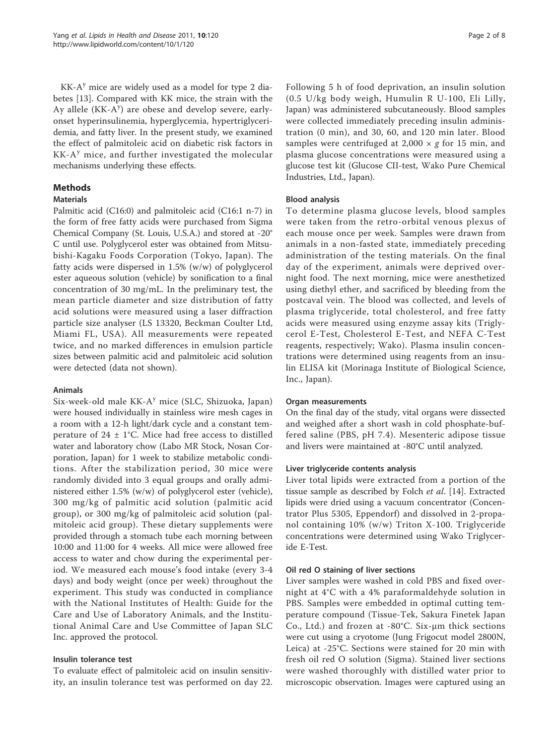KK-$A^y$ mice are widely used as a model for type 2 diabetes [13]. Compared with KK mice, the strain with the Ay allele (KK-$A^y$) are obese and develop severe, early-onset hyperinsulinemia, hyperglycemia, hypertriglyceridemia, and fatty liver. In the present study, we examined the effect of palmitoleic acid on diabetic risk factors in KK-$A^y$ mice, and further investigated the molecular mechanisms underlying these effects.

## Methods

### Materials

Palmitic acid (C16:0) and palmitoleic acid (C16:1 n-7) in the form of free fatty acids were purchased from Sigma Chemical Company (St. Louis, U.S.A.) and stored at -20° C until use. Polyglycerol ester was obtained from Mitsubishi-Kagaku Foods Corporation (Tokyo, Japan). The fatty acids were dispersed in 1.5% (w/w) of polyglycerol ester aqueous solution (vehicle) by sonification to a final concentration of 30 mg/mL. In the preliminary test, the mean particle diameter and size distribution of fatty acid solutions were measured using a laser diffraction particle size analyser (LS 13320, Beckman Coulter Ltd, Miami FL, USA). All measurements were repeated twice, and no marked differences in emulsion particle sizes between palmitic acid and palmitoleic acid solution were detected (data not shown).

### Animals

Six-week-old male KK-$A^y$ mice (SLC, Shizuoka, Japan) were housed individually in stainless wire mesh cages in a room with a 12-h light/dark cycle and a constant temperature of 24 ± 1°C. Mice had free access to distilled water and laboratory chow (Labo MR Stock, Nosan Corporation, Japan) for 1 week to stabilize metabolic conditions. After the stabilization period, 30 mice were randomly divided into 3 equal groups and orally administered either 1.5% (w/w) of polyglycerol ester (vehicle), 300 mg/kg of palmitic acid solution (palmitic acid group), or 300 mg/kg of palmitoleic acid solution (palmitoleic acid group). These dietary supplements were provided through a stomach tube each morning between 10:00 and 11:00 for 4 weeks. All mice were allowed free access to water and chow during the experimental period. We measured each mouse's food intake (every 3-4 days) and body weight (once per week) throughout the experiment. This study was conducted in compliance with the National Institutes of Health: Guide for the Care and Use of Laboratory Animals, and the Institutional Animal Care and Use Committee of Japan SLC Inc. approved the protocol.

### Insulin tolerance test

To evaluate effect of palmitoleic acid on insulin sensitivity, an insulin tolerance test was performed on day 22. Following 5 h of food deprivation, an insulin solution (0.5 U/kg body weigh, Humulin R U-100, Eli Lilly, Japan) was administered subcutaneously. Blood samples were collected immediately preceding insulin administration (0 min), and 30, 60, and 120 min later. Blood samples were centrifuged at 2,000 × *g* for 15 min, and plasma glucose concentrations were measured using a glucose test kit (Glucose CII-test, Wako Pure Chemical Industries, Ltd., Japan).

### Blood analysis

To determine plasma glucose levels, blood samples were taken from the retro-orbital venous plexus of each mouse once per week. Samples were drawn from animals in a non-fasted state, immediately preceding administration of the testing materials. On the final day of the experiment, animals were deprived overnight food. The next morning, mice were anesthetized using diethyl ether, and sacrificed by bleeding from the postcaval vein. The blood was collected, and levels of plasma triglyceride, total cholesterol, and free fatty acids were measured using enzyme assay kits (Triglycerol E-Test, Cholesterol E-Test, and NEFA C-Test reagents, respectively; Wako). Plasma insulin concentrations were determined using reagents from an insulin ELISA kit (Morinaga Institute of Biological Science, Inc., Japan).

### Organ measurements

On the final day of the study, vital organs were dissected and weighed after a short wash in cold phosphate-buffered saline (PBS, pH 7.4). Mesenteric adipose tissue and livers were maintained at -80°C until analyzed.

### Liver triglyceride contents analysis

Liver total lipids were extracted from a portion of the tissue sample as described by Folch *et al.* [14]. Extracted lipids were dried using a vacuum concentrator (Concentrator Plus 5305, Eppendorf) and dissolved in 2-propanol containing 10% (w/w) Triton X-100. Triglyceride concentrations were determined using Wako Triglyceride E-Test.

### Oil red O staining of liver sections

Liver samples were washed in cold PBS and fixed overnight at 4°C with a 4% paraformaldehyde solution in PBS. Samples were embedded in optimal cutting temperature compound (Tissue-Tek, Sakura Finetek Japan Co., Ltd.) and frozen at -80°C. Six-μm thick sections were cut using a cryotome (Jung Frigocut model 2800N, Leica) at -25°C. Sections were stained for 20 min with fresh oil red O solution (Sigma). Stained liver sections were washed thoroughly with distilled water prior to microscopic observation. Images were captured using an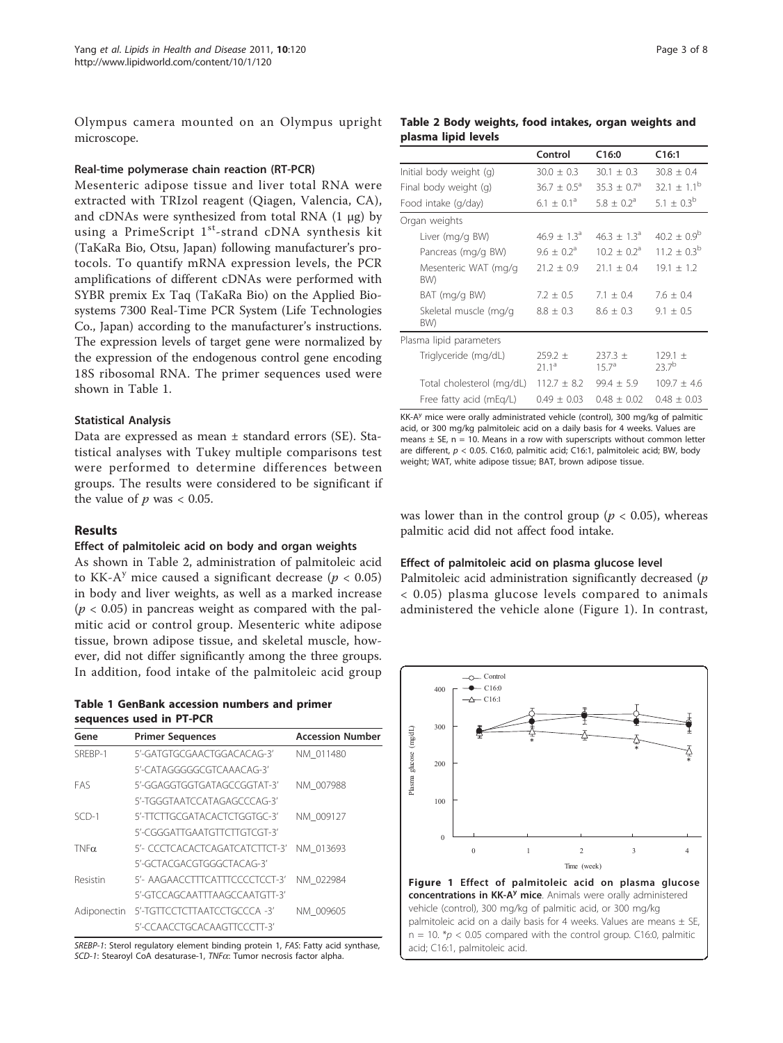Olympus camera mounted on an Olympus upright microscope.

### Real-time polymerase chain reaction (RT-PCR)

Mesenteric adipose tissue and liver total RNA were extracted with TRIzol reagent (Qiagen, Valencia, CA), and cDNAs were synthesized from total RNA (1 μg) by using a PrimeScript 1st-strand cDNA synthesis kit (TaKaRa Bio, Otsu, Japan) following manufacturer's protocols. To quantify mRNA expression levels, the PCR amplifications of different cDNAs were performed with SYBR premix Ex Taq (TaKaRa Bio) on the Applied Biosystems 7300 Real-Time PCR System (Life Technologies Co., Japan) according to the manufacturer's instructions. The expression levels of target gene were normalized by the expression of the endogenous control gene encoding 18S ribosomal RNA. The primer sequences used were shown in Table 1.

### Statistical Analysis

Data are expressed as mean ± standard errors (SE). Statistical analyses with Tukey multiple comparisons test were performed to determine differences between groups. The results were considered to be significant if the value of $p$ was < 0.05.

## Results

### Effect of palmitoleic acid on body and organ weights

As shown in Table 2, administration of palmitoleic acid to KK-A$^y$ mice caused a significant decrease ($p < 0.05$) in body and liver weights, as well as a marked increase ($p < 0.05$) in pancreas weight as compared with the palmitic acid or control group. Mesenteric white adipose tissue, brown adipose tissue, and skeletal muscle, however, did not differ significantly among the three groups. In addition, food intake of the palmitoleic acid group was lower than in the control group ($p < 0.05$), whereas palmitic acid did not affect food intake.

**Table 1 GenBank accession numbers and primer sequences used in PT-PCR**

| Gene | Primer Sequences | Accession Number |
|---|---|---|
| SREBP-1 | 5'-GATGTGCGAACTGGACACAG-3' | NM_011480 |
| | 5'-CATAGGGGGCGTCAAACAG-3' | |
| FAS | 5'-GGAGGTGGTGATAGCCGGTAT-3' | NM_007988 |
| | 5'-TGGGTAATCCATAGAGCCCAG-3' | |
| SCD-1 | 5'-TTCTTGCGATACACTCTGGTGC-3' | NM_009127 |
| | 5'-CGGGATTGAATGTTCTTGTCGT-3' | |
| TNFα | 5'- CCCTCACACTCAGATCATCTTCT-3' | NM_013693 |
| | 5'-GCTACGACGTGGGCTACAG-3' | |
| Resistin | 5'- AAGAACCTTTCATTTCCCCTCCT-3' | NM_022984 |
| | 5'-GTCCAGCAATTTAAGCCAATGTT-3' | |
| Adiponectin | 5'-TGTTCCTCTTAATCCTGCCCA -3' | NM_009605 |
| | 5'-CCAACCTGCACAAGTTCCCTT-3' | |

*SREBP-1*: Sterol regulatory element binding protein 1, *FAS*: Fatty acid synthase, *SCD-1*: Stearoyl CoA desaturase-1, *TNFα*: Tumor necrosis factor alpha.

**Table 2 Body weights, food intakes, organ weights and plasma lipid levels**

| | Control | C16:0 | C16:1 |
|---|---|---|---|
| Initial body weight (g) | 30.0 ± 0.3 | 30.1 ± 0.3 | 30.8 ± 0.4 |
| Final body weight (g) | 36.7 ± 0.5$^a$ | 35.3 ± 0.7$^a$ | 32.1 ± 1.1$^b$ |
| Food intake (g/day) | 6.1 ± 0.1$^a$ | 5.8 ± 0.2$^a$ | 5.1 ± 0.3$^b$ |
| Organ weights | | | |
| Liver (mg/g BW) | 46.9 ± 1.3$^a$ | 46.3 ± 1.3$^a$ | 40.2 ± 0.9$^b$ |
| Pancreas (mg/g BW) | 9.6 ± 0.2$^a$ | 10.2 ± 0.2$^a$ | 11.2 ± 0.3$^b$ |
| Mesenteric WAT (mg/g BW) | 21.2 ± 0.9 | 21.1 ± 0.4 | 19.1 ± 1.2 |
| BAT (mg/g BW) | 7.2 ± 0.5 | 7.1 ± 0.4 | 7.6 ± 0.4 |
| Skeletal muscle (mg/g BW) | 8.8 ± 0.3 | 8.6 ± 0.3 | 9.1 ± 0.5 |
| Plasma lipid parameters | | | |
| Triglyceride (mg/dL) | 259.2 ± 21.1$^a$ | 237.3 ± 15.7$^a$ | 129.1 ± 23.7$^b$ |
| Total cholesterol (mg/dL) | 112.7 ± 8.2 | 99.4 ± 5.9 | 109.7 ± 4.6 |
| Free fatty acid (mEq/L) | 0.49 ± 0.03 | 0.48 ± 0.02 | 0.48 ± 0.03 |

KK-A$^y$ mice were orally administrated vehicle (control), 300 mg/kg of palmitic acid, or 300 mg/kg palmitoleic acid on a daily basis for 4 weeks. Values are means ± SE, n = 10. Means in a row with superscripts without common letter are different, $p < 0.05$. C16:0, palmitic acid; C16:1, palmitoleic acid; BW, body weight; WAT, white adipose tissue; BAT, brown adipose tissue.

### Effect of palmitoleic acid on plasma glucose level

Palmitoleic acid administration significantly decreased ($p < 0.05$) plasma glucose levels compared to animals administered the vehicle alone (Figure 1). In contrast,

**Figure 1 Effect of palmitoleic acid on plasma glucose concentrations in KK-A$^y$ mice**. Animals were orally administered vehicle (control), 300 mg/kg of palmitic acid, or 300 mg/kg palmitoleic acid on a daily basis for 4 weeks. Values are means ± SE, n = 10. *$p < 0.05$ compared with the control group. C16:0, palmitic acid; C16:1, palmitoleic acid.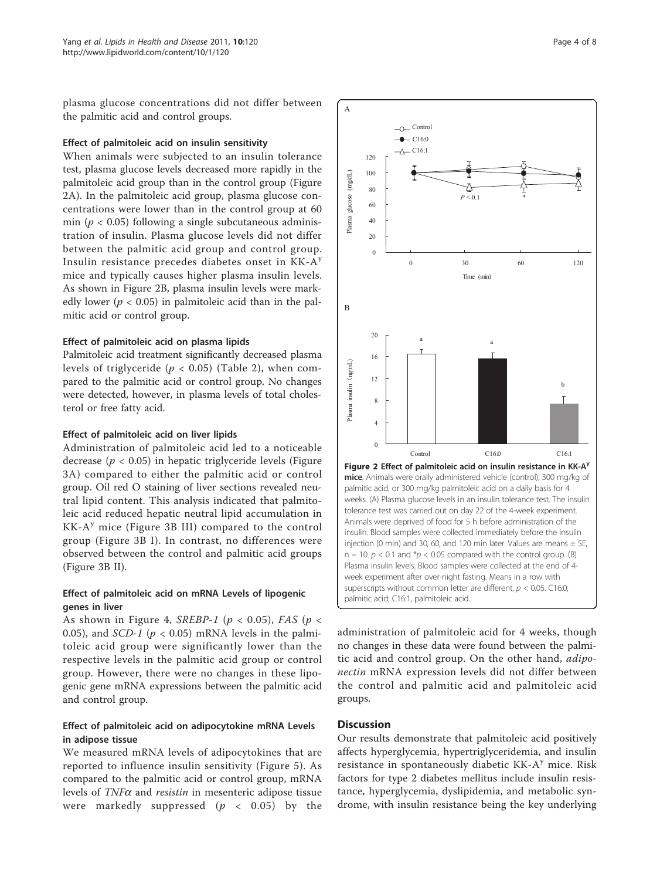plasma glucose concentrations did not differ between the palmitic acid and control groups.

### Effect of palmitoleic acid on insulin sensitivity

When animals were subjected to an insulin tolerance test, plasma glucose levels decreased more rapidly in the palmitoleic acid group than in the control group (Figure 2A). In the palmitoleic acid group, plasma glucose concentrations were lower than in the control group at 60 min ($p < 0.05$) following a single subcutaneous administration of insulin. Plasma glucose levels did not differ between the palmitic acid group and control group. Insulin resistance precedes diabetes onset in KK-$A^y$ mice and typically causes higher plasma insulin levels. As shown in Figure 2B, plasma insulin levels were markedly lower ($p < 0.05$) in palmitoleic acid than in the palmitic acid or control group.

### Effect of palmitoleic acid on plasma lipids

Palmitoleic acid treatment significantly decreased plasma levels of triglyceride ($p < 0.05$) (Table 2), when compared to the palmitic acid or control group. No changes were detected, however, in plasma levels of total cholesterol or free fatty acid.

### Effect of palmitoleic acid on liver lipids

Administration of palmitoleic acid led to a noticeable decrease ($p < 0.05$) in hepatic triglyceride levels (Figure 3A) compared to either the palmitic acid or control group. Oil red O staining of liver sections revealed neutral lipid content. This analysis indicated that palmitoleic acid reduced hepatic neutral lipid accumulation in KK-$A^y$ mice (Figure 3B III) compared to the control group (Figure 3B I). In contrast, no differences were observed between the control and palmitic acid groups (Figure 3B II).

### Effect of palmitoleic acid on mRNA Levels of lipogenic genes in liver

As shown in Figure 4, *SREBP-1* ($p < 0.05$), *FAS* ($p < 0.05$), and *SCD-1* ($p < 0.05$) mRNA levels in the palmitoleic acid group were significantly lower than the respective levels in the palmitic acid group or control group. However, there were no changes in these lipogenic gene mRNA expressions between the palmitic acid and control group.

### Effect of palmitoleic acid on adipocytokine mRNA Levels in adipose tissue

We measured mRNA levels of adipocytokines that are reported to influence insulin sensitivity (Figure 5). As compared to the palmitic acid or control group, mRNA levels of *TNFα* and *resistin* in mesenteric adipose tissue were markedly suppressed ($p < 0.05$) by the administration of palmitoleic acid for 4 weeks, though no changes in these data were found between the palmitic acid and control group. On the other hand, *adiponectin* mRNA expression levels did not differ between the control and palmitic acid and palmitoleic acid groups.

**Figure 2 Effect of palmitoleic acid on insulin resistance in KK-$A^y$ mice**. Animals were orally administered vehicle (control), 300 mg/kg of palmitic acid, or 300 mg/kg palmitoleic acid on a daily basis for 4 weeks. (A) Plasma glucose levels in an insulin tolerance test. The insulin tolerance test was carried out on day 22 of the 4-week experiment. Animals were deprived of food for 5 h before administration of the insulin. Blood samples were collected immediately before the insulin injection (0 min) and 30, 60, and 120 min later. Values are means ± SE, n = 10. $p < 0.1$ and $^*p < 0.05$ compared with the control group. (B) Plasma insulin levels. Blood samples were collected at the end of 4-week experiment after over-night fasting. Means in a row with superscripts without common letter are different, $p < 0.05$. C16:0, palmitic acid; C16:1, palmitoleic acid.

## Discussion

Our results demonstrate that palmitoleic acid positively affects hyperglycemia, hypertriglyceridemia, and insulin resistance in spontaneously diabetic KK-$A^y$ mice. Risk factors for type 2 diabetes mellitus include insulin resistance, hyperglycemia, dyslipidemia, and metabolic syndrome, with insulin resistance being the key underlying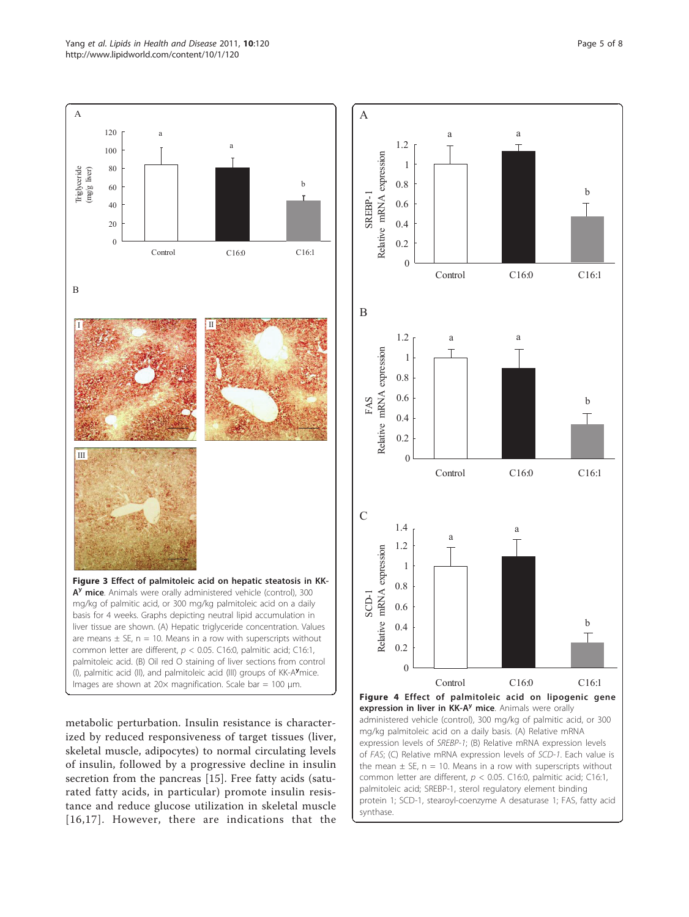**Figure 3 Effect of palmitoleic acid on hepatic steatosis in KK-A$^y$ mice**. Animals were orally administered vehicle (control), 300 mg/kg of palmitic acid, or 300 mg/kg palmitoleic acid on a daily basis for 4 weeks. Graphs depicting neutral lipid accumulation in liver tissue are shown. (A) Hepatic triglyceride concentration. Values are means ± SE, n = 10. Means in a row with superscripts without common letter are different, $p < 0.05$. C16:0, palmitic acid; C16:1, palmitoleic acid. (B) Oil red O staining of liver sections from control (I), palmitic acid (II), and palmitoleic acid (III) groups of KK-A$^y$mice. Images are shown at 20× magnification. Scale bar = 100 μm.

**Figure 4 Effect of palmitoleic acid on lipogenic gene expression in liver in KK-A$^y$ mice**. Animals were orally administered vehicle (control), 300 mg/kg of palmitic acid, or 300 mg/kg palmitoleic acid on a daily basis. (A) Relative mRNA expression levels of *SREBP-1*; (B) Relative mRNA expression levels of *FAS*; (C) Relative mRNA expression levels of *SCD-1*. Each value is the mean ± SE, n = 10. Means in a row with superscripts without common letter are different, $p < 0.05$. C16:0, palmitic acid; C16:1, palmitoleic acid; SREBP-1, sterol regulatory element binding protein 1; SCD-1, stearoyl-coenzyme A desaturase 1; FAS, fatty acid synthase.

metabolic perturbation. Insulin resistance is characterized by reduced responsiveness of target tissues (liver, skeletal muscle, adipocytes) to normal circulating levels of insulin, followed by a progressive decline in insulin secretion from the pancreas [15]. Free fatty acids (saturated fatty acids, in particular) promote insulin resistance and reduce glucose utilization in skeletal muscle [16,17]. However, there are indications that the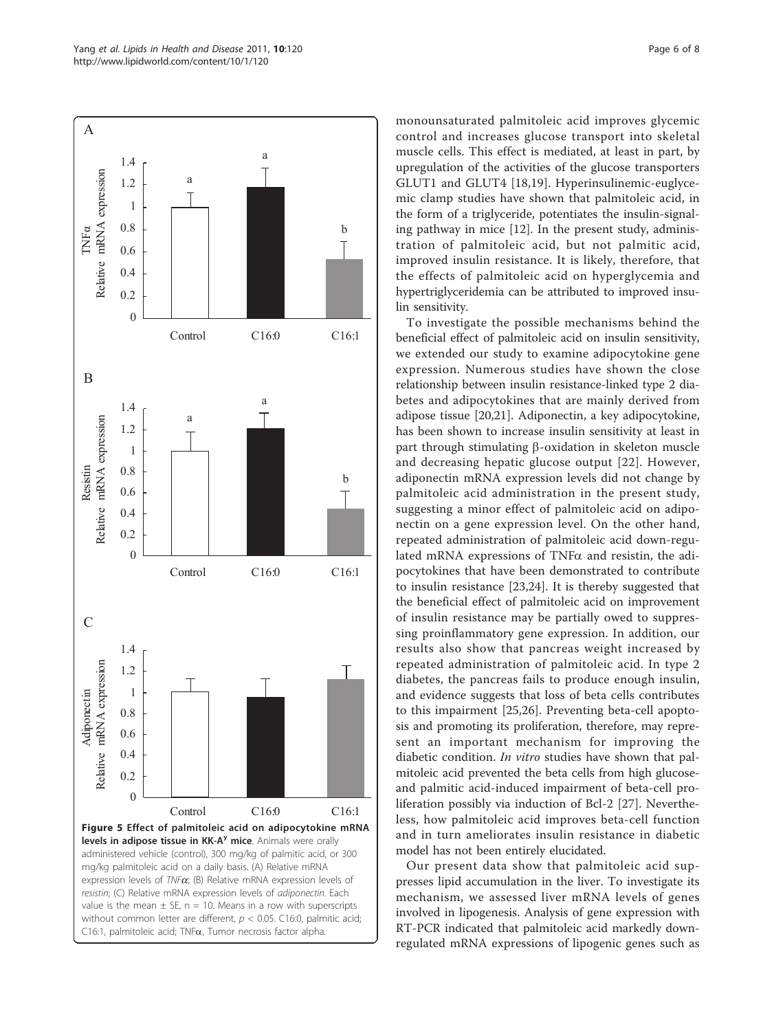**Figure 5 Effect of palmitoleic acid on adipocytokine mRNA levels in adipose tissue in KK-A[y] mice**. Animals were orally administered vehicle (control), 300 mg/kg of palmitic acid, or 300 mg/kg palmitoleic acid on a daily basis. (A) Relative mRNA expression levels of *TNFα*; (B) Relative mRNA expression levels of *resistin*; (C) Relative mRNA expression levels of *adiponectin*. Each value is the mean ± SE, n = 10. Means in a row with superscripts without common letter are different, $p < 0.05$. C16:0, palmitic acid; C16:1, palmitoleic acid; TNFα, Tumor necrosis factor alpha.

monounsaturated palmitoleic acid improves glycemic control and increases glucose transport into skeletal muscle cells. This effect is mediated, at least in part, by upregulation of the activities of the glucose transporters GLUT1 and GLUT4 [18,19]. Hyperinsulinemic-euglycemic clamp studies have shown that palmitoleic acid, in the form of a triglyceride, potentiates the insulin-signaling pathway in mice [12]. In the present study, administration of palmitoleic acid, but not palmitic acid, improved insulin resistance. It is likely, therefore, that the effects of palmitoleic acid on hyperglycemia and hypertriglyceridemia can be attributed to improved insulin sensitivity.

To investigate the possible mechanisms behind the beneficial effect of palmitoleic acid on insulin sensitivity, we extended our study to examine adipocytokine gene expression. Numerous studies have shown the close relationship between insulin resistance-linked type 2 diabetes and adipocytokines that are mainly derived from adipose tissue [20,21]. Adiponectin, a key adipocytokine, has been shown to increase insulin sensitivity at least in part through stimulating β-oxidation in skeleton muscle and decreasing hepatic glucose output [22]. However, adiponectin mRNA expression levels did not change by palmitoleic acid administration in the present study, suggesting a minor effect of palmitoleic acid on adiponectin on a gene expression level. On the other hand, repeated administration of palmitoleic acid down-regulated mRNA expressions of TNFα and resistin, the adipocytokines that have been demonstrated to contribute to insulin resistance [23,24]. It is thereby suggested that the beneficial effect of palmitoleic acid on improvement of insulin resistance may be partially owed to suppressing proinflammatory gene expression. In addition, our results also show that pancreas weight increased by repeated administration of palmitoleic acid. In type 2 diabetes, the pancreas fails to produce enough insulin, and evidence suggests that loss of beta cells contributes to this impairment [25,26]. Preventing beta-cell apoptosis and promoting its proliferation, therefore, may represent an important mechanism for improving the diabetic condition. *In vitro* studies have shown that palmitoleic acid prevented the beta cells from high glucose- and palmitic acid-induced impairment of beta-cell proliferation possibly via induction of Bcl-2 [27]. Nevertheless, how palmitoleic acid improves beta-cell function and in turn ameliorates insulin resistance in diabetic model has not been entirely elucidated.

Our present data show that palmitoleic acid suppresses lipid accumulation in the liver. To investigate its mechanism, we assessed liver mRNA levels of genes involved in lipogenesis. Analysis of gene expression with RT-PCR indicated that palmitoleic acid markedly down-regulated mRNA expressions of lipogenic genes such as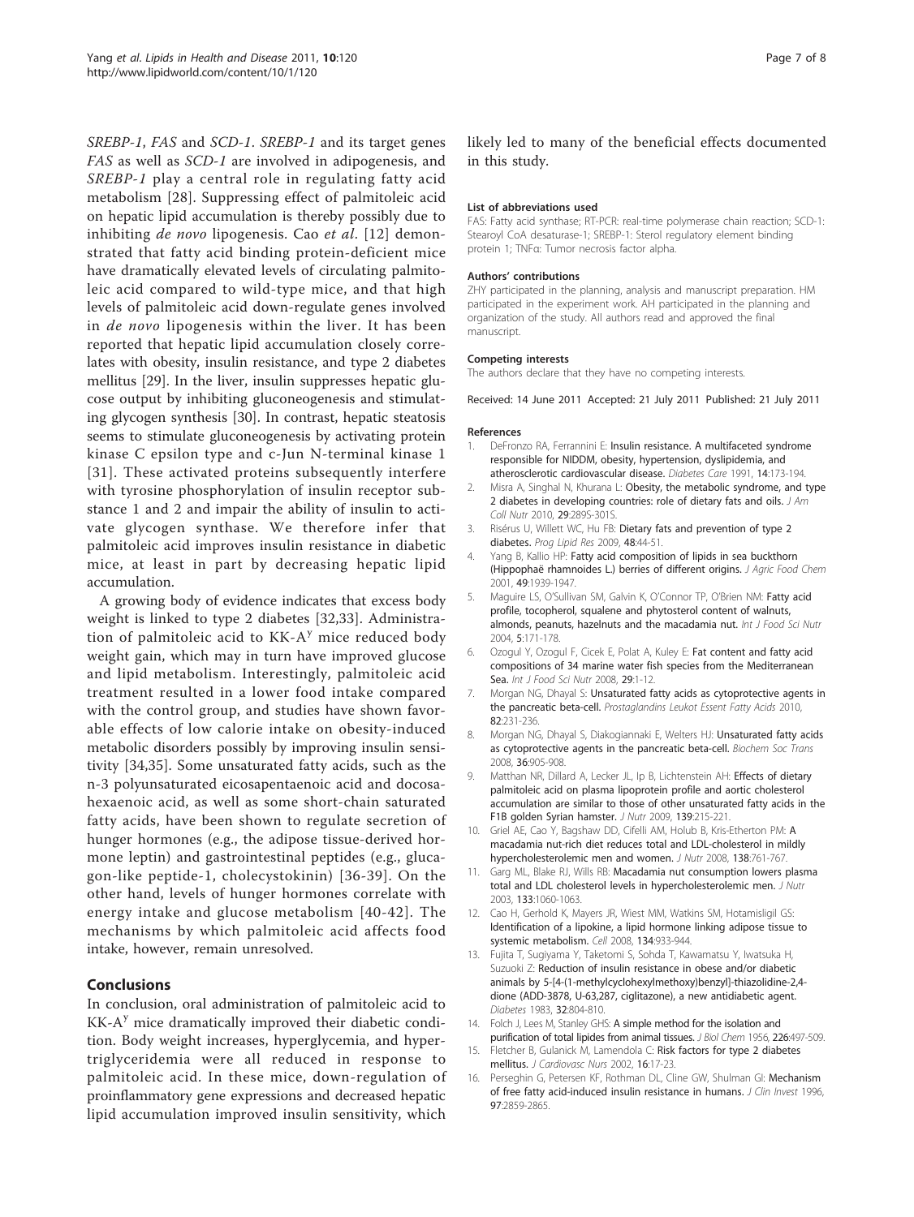*SREBP-1*, *FAS* and *SCD-1*. *SREBP-1* and its target genes *FAS* as well as *SCD-1* are involved in adipogenesis, and *SREBP-1* play a central role in regulating fatty acid metabolism [28]. Suppressing effect of palmitoleic acid on hepatic lipid accumulation is thereby possibly due to inhibiting *de novo* lipogenesis. Cao *et al*. [12] demonstrated that fatty acid binding protein-deficient mice have dramatically elevated levels of circulating palmitoleic acid compared to wild-type mice, and that high levels of palmitoleic acid down-regulate genes involved in *de novo* lipogenesis within the liver. It has been reported that hepatic lipid accumulation closely correlates with obesity, insulin resistance, and type 2 diabetes mellitus [29]. In the liver, insulin suppresses hepatic glucose output by inhibiting gluconeogenesis and stimulating glycogen synthesis [30]. In contrast, hepatic steatosis seems to stimulate gluconeogenesis by activating protein kinase C epsilon type and c-Jun N-terminal kinase 1 [31]. These activated proteins subsequently interfere with tyrosine phosphorylation of insulin receptor substance 1 and 2 and impair the ability of insulin to activate glycogen synthase. We therefore infer that palmitoleic acid improves insulin resistance in diabetic mice, at least in part by decreasing hepatic lipid accumulation.

A growing body of evidence indicates that excess body weight is linked to type 2 diabetes [32,33]. Administration of palmitoleic acid to KK-$A^y$ mice reduced body weight gain, which may in turn have improved glucose and lipid metabolism. Interestingly, palmitoleic acid treatment resulted in a lower food intake compared with the control group, and studies have shown favorable effects of low calorie intake on obesity-induced metabolic disorders possibly by improving insulin sensitivity [34,35]. Some unsaturated fatty acids, such as the n-3 polyunsaturated eicosapentaenoic acid and docosahexaenoic acid, as well as some short-chain saturated fatty acids, have been shown to regulate secretion of hunger hormones (e.g., the adipose tissue-derived hormone leptin) and gastrointestinal peptides (e.g., glucagon-like peptide-1, cholecystokinin) [36-39]. On the other hand, levels of hunger hormones correlate with energy intake and glucose metabolism [40-42]. The mechanisms by which palmitoleic acid affects food intake, however, remain unresolved.

## Conclusions

In conclusion, oral administration of palmitoleic acid to KK-$A^y$ mice dramatically improved their diabetic condition. Body weight increases, hyperglycemia, and hypertriglyceridemia were all reduced in response to palmitoleic acid. In these mice, down-regulation of proinflammatory gene expressions and decreased hepatic lipid accumulation improved insulin sensitivity, which likely led to many of the beneficial effects documented in this study.

#### List of abbreviations used

FAS: Fatty acid synthase; RT-PCR: real-time polymerase chain reaction; SCD-1: Stearoyl CoA desaturase-1; SREBP-1: Sterol regulatory element binding protein 1; TNFα: Tumor necrosis factor alpha.

#### Authors' contributions

ZHY participated in the planning, analysis and manuscript preparation. HM participated in the experiment work. AH participated in the planning and organization of the study. All authors read and approved the final manuscript.

#### Competing interests

The authors declare that they have no competing interests.

Received: 14 June 2011 Accepted: 21 July 2011 Published: 21 July 2011

#### References

1. DeFronzo RA, Ferrannini E: **Insulin resistance. A multifaceted syndrome responsible for NIDDM, obesity, hypertension, dyslipidemia, and atherosclerotic cardiovascular disease.** *Diabetes Care* 1991, **14**:173-194.
2. Misra A, Singhal N, Khurana L: **Obesity, the metabolic syndrome, and type 2 diabetes in developing countries: role of dietary fats and oils.** *J Am Coll Nutr* 2010, **29**:289S-301S.
3. Risérus U, Willett WC, Hu FB: **Dietary fats and prevention of type 2 diabetes.** *Prog Lipid Res* 2009, **48**:44-51.
4. Yang B, Kallio HP: **Fatty acid composition of lipids in sea buckthorn (Hippophaë rhamnoides L.) berries of different origins.** *J Agric Food Chem* 2001, **49**:1939-1947.
5. Maguire LS, O'Sullivan SM, Galvin K, O'Connor TP, O'Brien NM: **Fatty acid profile, tocopherol, squalene and phytosterol content of walnuts, almonds, peanuts, hazelnuts and the macadamia nut.** *Int J Food Sci Nutr* 2004, **5**:171-178.
6. Ozogul Y, Ozogul F, Cicek E, Polat A, Kuley E: **Fat content and fatty acid compositions of 34 marine water fish species from the Mediterranean Sea.** *Int J Food Sci Nutr* 2008, **29**:1-12.
7. Morgan NG, Dhayal S: **Unsaturated fatty acids as cytoprotective agents in the pancreatic beta-cell.** *Prostaglandins Leukot Essent Fatty Acids* 2010, **82**:231-236.
8. Morgan NG, Dhayal S, Diakogiannaki E, Welters HJ: **Unsaturated fatty acids as cytoprotective agents in the pancreatic beta-cell.** *Biochem Soc Trans* 2008, **36**:905-908.
9. Matthan NR, Dillard A, Lecker JL, Ip B, Lichtenstein AH: **Effects of dietary palmitoleic acid on plasma lipoprotein profile and aortic cholesterol accumulation are similar to those of other unsaturated fatty acids in the F1B golden Syrian hamster.** *J Nutr* 2009, **139**:215-221.
10. Griel AE, Cao Y, Bagshaw DD, Cifelli AM, Holub B, Kris-Etherton PM: **A macadamia nut-rich diet reduces total and LDL-cholesterol in mildly hypercholesterolemic men and women.** *J Nutr* 2008, **138**:761-767.
11. Garg ML, Blake RJ, Wills RB: **Macadamia nut consumption lowers plasma total and LDL cholesterol levels in hypercholesterolemic men.** *J Nutr* 2003, **133**:1060-1063.
12. Cao H, Gerhold K, Mayers JR, Wiest MM, Watkins SM, Hotamisligil GS: **Identification of a lipokine, a lipid hormone linking adipose tissue to systemic metabolism.** *Cell* 2008, **134**:933-944.
13. Fujita T, Sugiyama Y, Taketomi S, Sohda T, Kawamatsu Y, Iwatsuka H, Suzuoki Z: **Reduction of insulin resistance in obese and/or diabetic animals by 5-[4-(1-methylcyclohexylmethoxy)benzyl]-thiazolidine-2,4-dione (ADD-3878, U-63,287, ciglitazone), a new antidiabetic agent.** *Diabetes* 1983, **32**:804-810.
14. Folch J, Lees M, Stanley GHS: **A simple method for the isolation and purification of total lipides from animal tissues.** *J Biol Chem* 1956, **226**:497-509.
15. Fletcher B, Gulanick M, Lamendola C: **Risk factors for type 2 diabetes mellitus.** *J Cardiovasc Nurs* 2002, **16**:17-23.
16. Perseghin G, Petersen KF, Rothman DL, Cline GW, Shulman GI: **Mechanism of free fatty acid-induced insulin resistance in humans.** *J Clin Invest* 1996, **97**:2859-2865.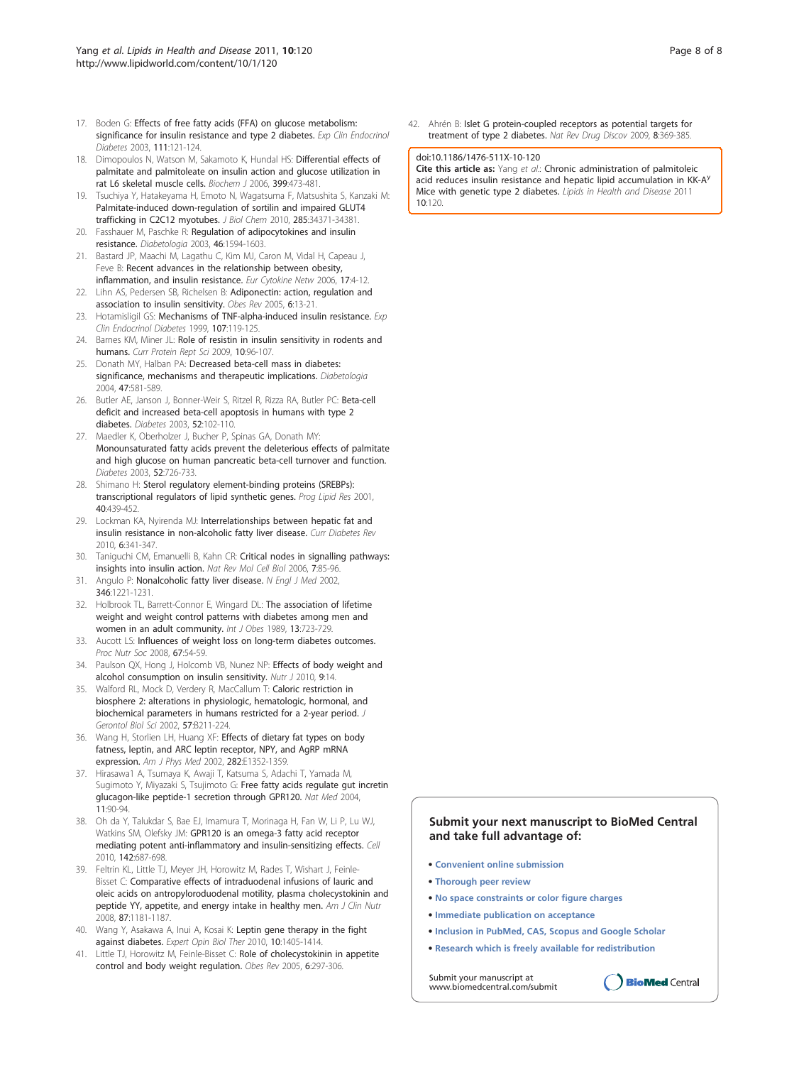17. Boden G: **Effects of free fatty acids (FFA) on glucose metabolism: significance for insulin resistance and type 2 diabetes.** *Exp Clin Endocrinol Diabetes* 2003, **111**:121-124.
18. Dimopoulos N, Watson M, Sakamoto K, Hundal HS: **Differential effects of palmitate and palmitoleate on insulin action and glucose utilization in rat L6 skeletal muscle cells.** *Biochem J* 2006, **399**:473-481.
19. Tsuchiya Y, Hatakeyama H, Emoto N, Wagatsuma F, Matsushita S, Kanzaki M: **Palmitate-induced down-regulation of sortilin and impaired GLUT4 trafficking in C2C12 myotubes.** *J Biol Chem* 2010, **285**:34371-34381.
20. Fasshauer M, Paschke R: **Regulation of adipocytokines and insulin resistance.** *Diabetologia* 2003, **46**:1594-1603.
21. Bastard JP, Maachi M, Lagathu C, Kim MJ, Caron M, Vidal H, Capeau J, Feve B: **Recent advances in the relationship between obesity, inflammation, and insulin resistance.** *Eur Cytokine Netw* 2006, **17**:4-12.
22. Lihn AS, Pedersen SB, Richelsen B: **Adiponectin: action, regulation and association to insulin sensitivity.** *Obes Rev* 2005, **6**:13-21.
23. Hotamisligil GS: **Mechanisms of TNF-alpha-induced insulin resistance.** *Exp Clin Endocrinol Diabetes* 1999, **107**:119-125.
24. Barnes KM, Miner JL: **Role of resistin in insulin sensitivity in rodents and humans.** *Curr Protein Rept Sci* 2009, **10**:96-107.
25. Donath MY, Halban PA: **Decreased beta-cell mass in diabetes: significance, mechanisms and therapeutic implications.** *Diabetologia* 2004, **47**:581-589.
26. Butler AE, Janson J, Bonner-Weir S, Ritzel R, Rizza RA, Butler PC: **Beta-cell deficit and increased beta-cell apoptosis in humans with type 2 diabetes.** *Diabetes* 2003, **52**:102-110.
27. Maedler K, Oberholzer J, Bucher P, Spinas GA, Donath MY: **Monounsaturated fatty acids prevent the deleterious effects of palmitate and high glucose on human pancreatic beta-cell turnover and function.** *Diabetes* 2003, **52**:726-733.
28. Shimano H: **Sterol regulatory element-binding proteins (SREBPs): transcriptional regulators of lipid synthetic genes.** *Prog Lipid Res* 2001, **40**:439-452.
29. Lockman KA, Nyirenda MJ: **Interrelationships between hepatic fat and insulin resistance in non-alcoholic fatty liver disease.** *Curr Diabetes Rev* 2010, **6**:341-347.
30. Taniguchi CM, Emanuelli B, Kahn CR: **Critical nodes in signalling pathways: insights into insulin action.** *Nat Rev Mol Cell Biol* 2006, **7**:85-96.
31. Angulo P: **Nonalcoholic fatty liver disease.** *N Engl J Med* 2002, **346**:1221-1231.
32. Holbrook TL, Barrett-Connor E, Wingard DL: **The association of lifetime weight and weight control patterns with diabetes among men and women in an adult community.** *Int J Obes* 1989, **13**:723-729.
33. Aucott LS: **Influences of weight loss on long-term diabetes outcomes.** *Proc Nutr Soc* 2008, **67**:54-59.
34. Paulson QX, Hong J, Holcomb VB, Nunez NP: **Effects of body weight and alcohol consumption on insulin sensitivity.** *Nutr J* 2010, **9**:14.
35. Walford RL, Mock D, Verdery R, MacCallum T: **Caloric restriction in biosphere 2: alterations in physiologic, hematologic, hormonal, and biochemical parameters in humans restricted for a 2-year period.** *J Gerontol Biol Sci* 2002, **57**:B211-224.
36. Wang H, Storlien LH, Huang XF: **Effects of dietary fat types on body fatness, leptin, and ARC leptin receptor, NPY, and AgRP mRNA expression.** *Am J Phys Med* 2002, **282**:E1352-1359.
37. Hirasawa1 A, Tsumaya K, Awaji T, Katsuma S, Adachi T, Yamada M, Sugimoto Y, Miyazaki S, Tsujimoto G: **Free fatty acids regulate gut incretin glucagon-like peptide-1 secretion through GPR120.** *Nat Med* 2004, **11**:90-94.
38. Oh da Y, Talukdar S, Bae EJ, Imamura T, Morinaga H, Fan W, Li P, Lu WJ, Watkins SM, Olefsky JM: **GPR120 is an omega-3 fatty acid receptor mediating potent anti-inflammatory and insulin-sensitizing effects.** *Cell* 2010, **142**:687-698.
39. Feltrin KL, Little TJ, Meyer JH, Horowitz M, Rades T, Wishart J, Feinle-Bisset C: **Comparative effects of intraduodenal infusions of lauric and oleic acids on antropyloroduodenal motility, plasma cholecystokinin and peptide YY, appetite, and energy intake in healthy men.** *Am J Clin Nutr* 2008, **87**:1181-1187.
40. Wang Y, Asakawa A, Inui A, Kosai K: **Leptin gene therapy in the fight against diabetes.** *Expert Opin Biol Ther* 2010, **10**:1405-1414.
41. Little TJ, Horowitz M, Feinle-Bisset C: **Role of cholecystokinin in appetite control and body weight regulation.** *Obes Rev* 2005, **6**:297-306.
42. Ahrén B: **Islet G protein-coupled receptors as potential targets for treatment of type 2 diabetes.** *Nat Rev Drug Discov* 2009, **8**:369-385.

doi:10.1186/1476-511X-10-120

**Cite this article as:** Yang *et al.*: Chronic administration of palmitoleic acid reduces insulin resistance and hepatic lipid accumulation in KK-$A^y$ Mice with genetic type 2 diabetes. *Lipids in Health and Disease* 2011 **10**:120.

**Submit your next manuscript to BioMed Central and take full advantage of:**

- **Convenient online submission**
- **Thorough peer review**
- **No space constraints or color figure charges**
- **Immediate publication on acceptance**
- **Inclusion in PubMed, CAS, Scopus and Google Scholar**
- **Research which is freely available for redistribution**

Submit your manuscript at
www.biomedcentral.com/submit

BioMed Central